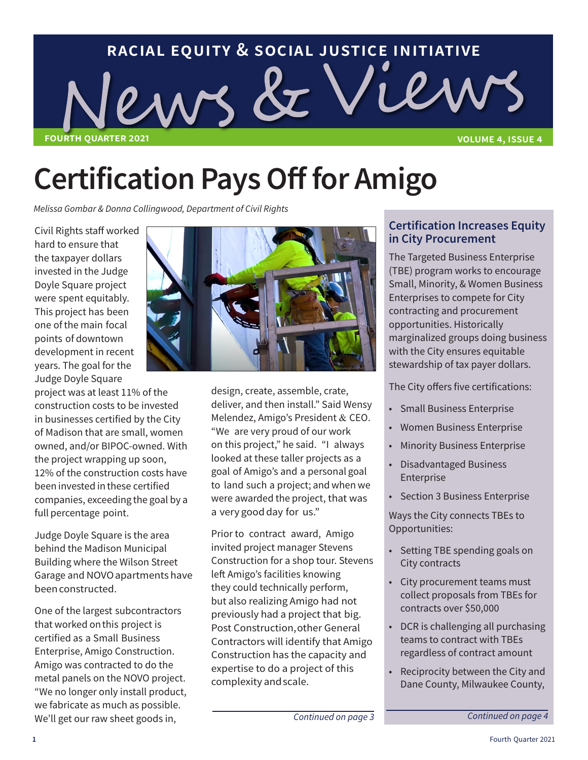RACIAL EQUITY & SOCIAL JUSTICE INITIATIVE

# News & Views

FOURTH QUARTER 2021 — VOLUME 4, ISSUE 4

# Certification Pays Off for Amigo

*Melissa Gombar & Donna Collingwood, Department of Civil Rights*

Civil Rights staff worked hard to ensure that the taxpayer dollars invested in the Judge Doyle Square project were spent equitably. This project has been one of the main focal points of downtown development in recent years. The goal for the Judge Doyle Square project was at least 11% of the construction costs to be invested in businesses certified by the City of Madison that are small, women owned, and/or BIPOC-owned. With the project wrapping up soon, 12% of the construction costs have been invested in these certified companies, exceeding the goal by a full percentage point.

Judge Doyle Square is the area behind the Madison Municipal Building where the Wilson Street Garage and NOVO apartments have been constructed.

One of the largest subcontractors that worked on this project is certified as a Small Business Enterprise, Amigo Construction. Amigo was contracted to do the metal panels on the NOVO project. "We no longer only install product, we fabricate as much as possible. We'll get our raw sheet goods in, design, create, assemble, crate, deliver, and then install." Said Wensy Melendez, Amigo's President & CEO. "We are very proud of our work on this project," he said. "I always looked at these taller projects as a goal of Amigo's and a personal goal to land such a project; and when we were awarded the project, that was a very good day for us."

Prior to contract award, Amigo invited project manager Stevens Construction for a shop tour. Stevens left Amigo's facilities knowing they could technically perform, but also realizing Amigo had not previously had a project that big. Post Construction, other General Contractors will identify that Amigo Construction has the capacity and expertise to do a project of this complexity and scale.

*Continued on page 3*

## Certification Increases Equity in City Procurement

The Targeted Business Enterprise (TBE) program works to encourage Small, Minority, & Women Business Enterprises to compete for City contracting and procurement opportunities. Historically marginalized groups doing business with the City ensures equitable stewardship of tax payer dollars.

The City offers five certifications:

- Small Business Enterprise
- Women Business Enterprise
- Minority Business Enterprise
- Disadvantaged Business Enterprise
- Section 3 Business Enterprise

Ways the City connects TBEs to Opportunities:

- Setting TBE spending goals on City contracts
- City procurement teams must collect proposals from TBEs for contracts over $50,000
- DCR is challenging all purchasing teams to contract with TBEs regardless of contract amount
- Reciprocity between the City and Dane County, Milwaukee County,

*Continued on page 4*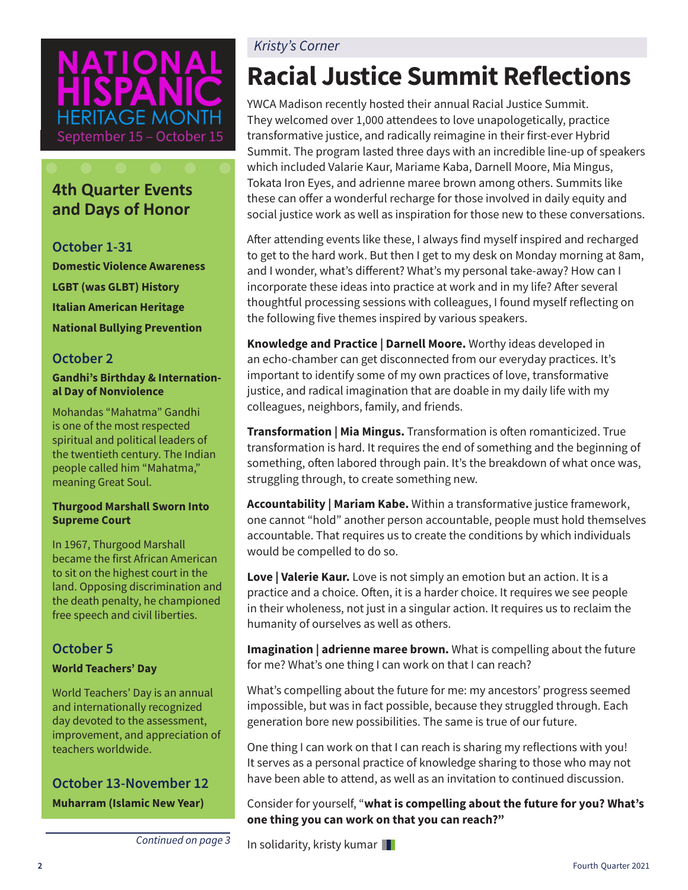# NATIONAL HISPANIC HERITAGE MONTH

September 15 – October 15

## 4th Quarter Events and Days of Honor

### October 1-31

**Domestic Violence Awareness**

**LGBT (was GLBT) History**

**Italian American Heritage**

**National Bullying Prevention**

### October 2

**Gandhi's Birthday & International Day of Nonviolence**

Mohandas "Mahatma" Gandhi is one of the most respected spiritual and political leaders of the twentieth century. The Indian people called him "Mahatma," meaning Great Soul.

**Thurgood Marshall Sworn Into Supreme Court**

In 1967, Thurgood Marshall became the first African American to sit on the highest court in the land. Opposing discrimination and the death penalty, he championed free speech and civil liberties.

### October 5

**World Teachers' Day**

World Teachers' Day is an annual and internationally recognized day devoted to the assessment, improvement, and appreciation of teachers worldwide.

### October 13-November 12

**Muharram (Islamic New Year)**

*Continued on page 3*

*Kristy's Corner*

# Racial Justice Summit Reflections

YWCA Madison recently hosted their annual Racial Justice Summit. They welcomed over 1,000 attendees to love unapologetically, practice transformative justice, and radically reimagine in their first-ever Hybrid Summit. The program lasted three days with an incredible line-up of speakers which included Valarie Kaur, Mariame Kaba, Darnell Moore, Mia Mingus, Tokata Iron Eyes, and adrienne maree brown among others. Summits like these can offer a wonderful recharge for those involved in daily equity and social justice work as well as inspiration for those new to these conversations.

After attending events like these, I always find myself inspired and recharged to get to the hard work. But then I get to my desk on Monday morning at 8am, and I wonder, what's different? What's my personal take-away? How can I incorporate these ideas into practice at work and in my life? After several thoughtful processing sessions with colleagues, I found myself reflecting on the following five themes inspired by various speakers.

**Knowledge and Practice | Darnell Moore.** Worthy ideas developed in an echo-chamber can get disconnected from our everyday practices. It's important to identify some of my own practices of love, transformative justice, and radical imagination that are doable in my daily life with my colleagues, neighbors, family, and friends.

**Transformation | Mia Mingus.** Transformation is often romanticized. True transformation is hard. It requires the end of something and the beginning of something, often labored through pain. It's the breakdown of what once was, struggling through, to create something new.

**Accountability | Mariam Kabe.** Within a transformative justice framework, one cannot "hold" another person accountable, people must hold themselves accountable. That requires us to create the conditions by which individuals would be compelled to do so.

**Love | Valerie Kaur.** Love is not simply an emotion but an action. It is a practice and a choice. Often, it is a harder choice. It requires we see people in their wholeness, not just in a singular action. It requires us to reclaim the humanity of ourselves as well as others.

**Imagination | adrienne maree brown.** What is compelling about the future for me? What's one thing I can work on that I can reach?

What's compelling about the future for me: my ancestors' progress seemed impossible, but was in fact possible, because they struggled through. Each generation bore new possibilities. The same is true of our future.

One thing I can work on that I can reach is sharing my reflections with you! It serves as a personal practice of knowledge sharing to those who may not have been able to attend, as well as an invitation to continued discussion.

Consider for yourself, "**what is compelling about the future for you? What's one thing you can work on that you can reach?"**

In solidarity, kristy kumar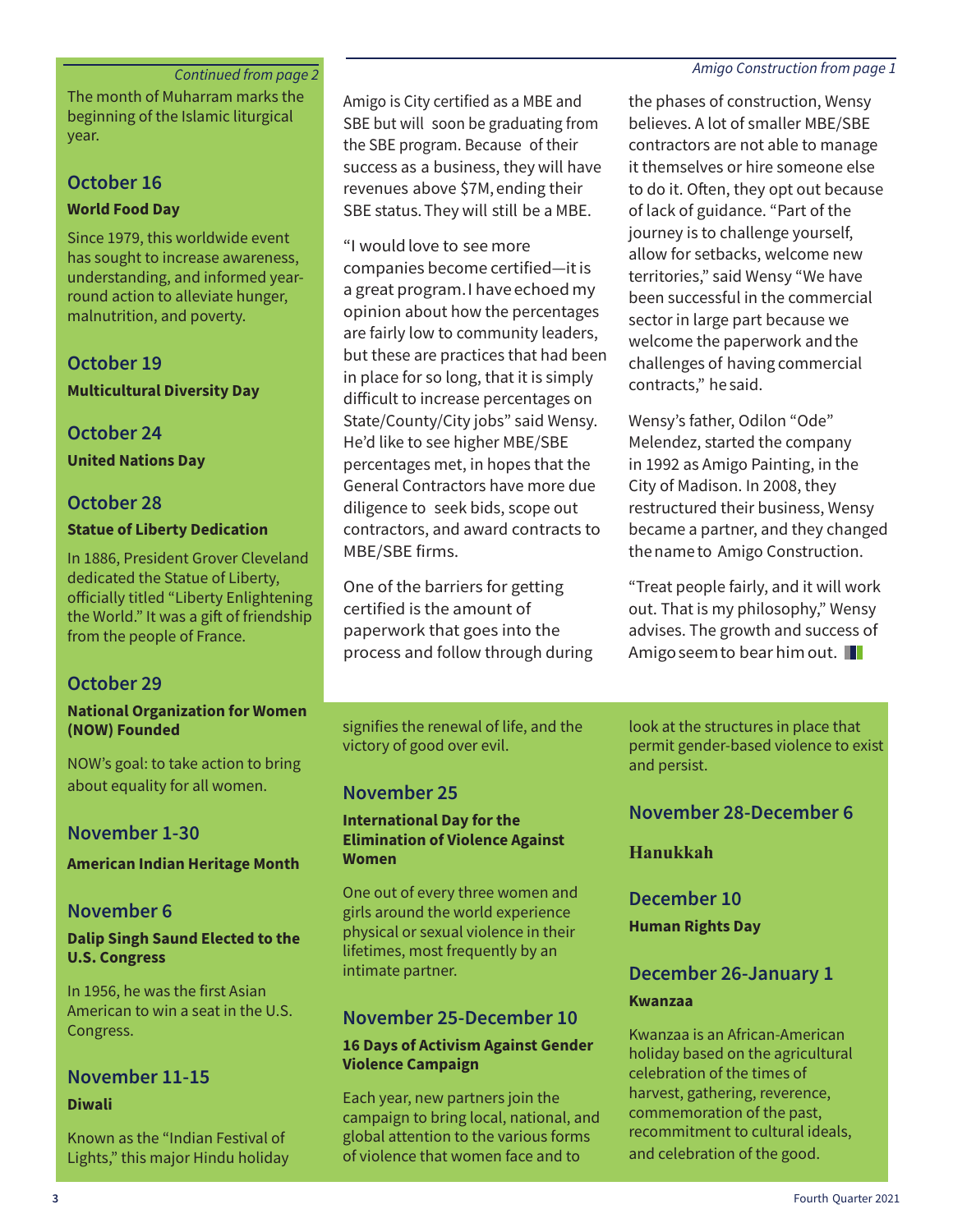*Continued from page 2*

The month of Muharram marks the beginning of the Islamic liturgical year.

### October 16

**World Food Day**

Since 1979, this worldwide event has sought to increase awareness, understanding, and informed year-round action to alleviate hunger, malnutrition, and poverty.

### October 19

**Multicultural Diversity Day**

### October 24

**United Nations Day**

### October 28

**Statue of Liberty Dedication**

In 1886, President Grover Cleveland dedicated the Statue of Liberty, officially titled "Liberty Enlightening the World." It was a gift of friendship from the people of France.

### October 29

**National Organization for Women (NOW) Founded**

NOW's goal: to take action to bring about equality for all women.

### November 1-30

**American Indian Heritage Month**

### November 6

**Dalip Singh Saund Elected to the U.S. Congress**

In 1956, he was the first Asian American to win a seat in the U.S. Congress.

### November 11-15

**Diwali**

Known as the "Indian Festival of Lights," this major Hindu holiday signifies the renewal of life, and the victory of good over evil.

### November 25

**International Day for the Elimination of Violence Against Women**

One out of every three women and girls around the world experience physical or sexual violence in their lifetimes, most frequently by an intimate partner.

### November 25-December 10

**16 Days of Activism Against Gender Violence Campaign**

Each year, new partners join the campaign to bring local, national, and global attention to the various forms of violence that women face and to look at the structures in place that permit gender-based violence to exist and persist.

### November 28-December 6

**Hanukkah**

### December 10

**Human Rights Day**

### December 26-January 1

**Kwanzaa**

Kwanzaa is an African-American holiday based on the agricultural celebration of the times of harvest, gathering, reverence, commemoration of the past, recommitment to cultural ideals, and celebration of the good.

---

*Amigo Construction from page 1*

Amigo is City certified as a MBE and SBE but will soon be graduating from the SBE program. Because of their success as a business, they will have revenues above $7M, ending their SBE status. They will still be a MBE.

"I would love to see more companies become certified—it is a great program. I have echoed my opinion about how the percentages are fairly low to community leaders, but these are practices that had been in place for so long, that it is simply difficult to increase percentages on State/County/City jobs" said Wensy. He'd like to see higher MBE/SBE percentages met, in hopes that the General Contractors have more due diligence to seek bids, scope out contractors, and award contracts to MBE/SBE firms.

One of the barriers for getting certified is the amount of paperwork that goes into the process and follow through during the phases of construction, Wensy believes. A lot of smaller MBE/SBE contractors are not able to manage it themselves or hire someone else to do it. Often, they opt out because of lack of guidance. "Part of the journey is to challenge yourself, allow for setbacks, welcome new territories," said Wensy "We have been successful in the commercial sector in large part because we welcome the paperwork and the challenges of having commercial contracts," he said.

Wensy's father, Odilon "Ode" Melendez, started the company in 1992 as Amigo Painting, in the City of Madison. In 2008, they restructured their business, Wensy became a partner, and they changed the name to Amigo Construction.

"Treat people fairly, and it will work out. That is my philosophy," Wensy advises. The growth and success of Amigo seem to bear him out.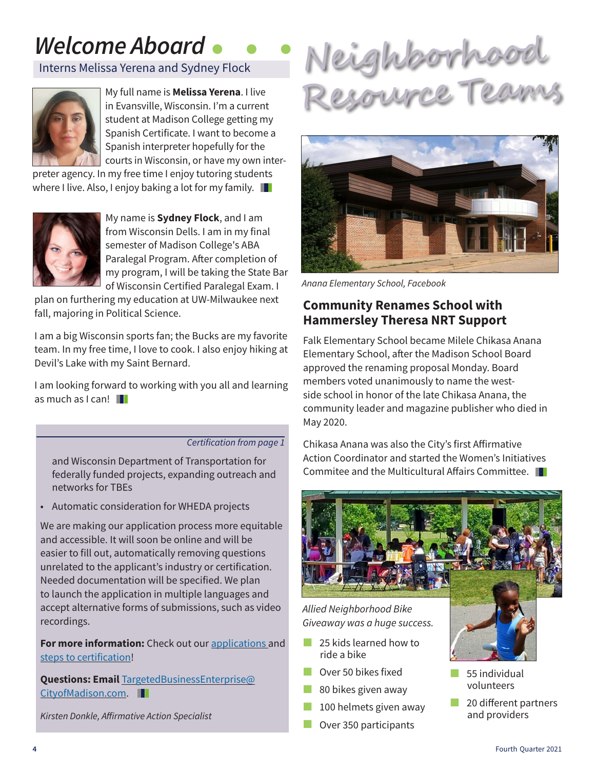# Welcome Aboard

## Interns Melissa Yerena and Sydney Flock

My full name is **Melissa Yerena**. I live in Evansville, Wisconsin. I'm a current student at Madison College getting my Spanish Certificate. I want to become a Spanish interpreter hopefully for the courts in Wisconsin, or have my own interpreter agency. In my free time I enjoy tutoring students where I live. Also, I enjoy baking a lot for my family.

My name is **Sydney Flock**, and I am from Wisconsin Dells. I am in my final semester of Madison College's ABA Paralegal Program. After completion of my program, I will be taking the State Bar of Wisconsin Certified Paralegal Exam. I plan on furthering my education at UW-Milwaukee next fall, majoring in Political Science.

I am a big Wisconsin sports fan; the Bucks are my favorite team. In my free time, I love to cook. I also enjoy hiking at Devil's Lake with my Saint Bernard.

I am looking forward to working with you all and learning as much as I can!

*Certification from page 1*

- and Wisconsin Department of Transportation for federally funded projects, expanding outreach and networks for TBEs
- Automatic consideration for WHEDA projects

We are making our application process more equitable and accessible. It will soon be online and will be easier to fill out, automatically removing questions unrelated to the applicant's industry or certification. Needed documentation will be specified. We plan to launch the application in multiple languages and accept alternative forms of submissions, such as video recordings.

**For more information:** Check out our applications and steps to certification!

**Questions: Email** TargetedBusinessEnterprise@CityofMadison.com.

*Kirsten Donkle, Affirmative Action Specialist*

# Neighborhood Resource Teams

*Anana Elementary School, Facebook*

## Community Renames School with Hammersley Theresa NRT Support

Falk Elementary School became Milele Chikasa Anana Elementary School, after the Madison School Board approved the renaming proposal Monday. Board members voted unanimously to name the west-side school in honor of the late Chikasa Anana, the community leader and magazine publisher who died in May 2020.

Chikasa Anana was also the City's first Affirmative Action Coordinator and started the Women's Initiatives Commitee and the Multicultural Affairs Committee.

*Allied Neighborhood Bike Giveaway was a huge success.*

- 25 kids learned how to ride a bike
- Over 50 bikes fixed
- 80 bikes given away
- 100 helmets given away
- Over 350 participants
- 55 individual volunteers
- 20 different partners and providers